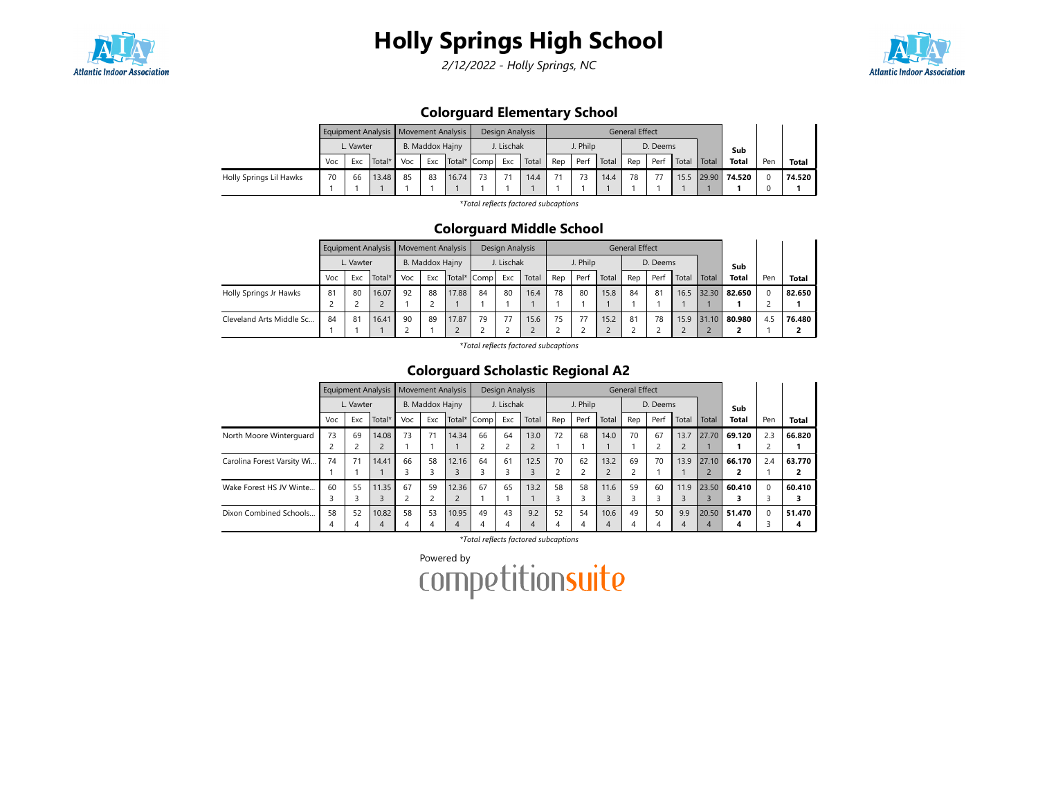# Holly Springs High School

*2/12/2022 - Holly Springs, NC*

## Colorguard Elementary School

| | Equipment Analysis | | | Movement Analysis | | | Design Analysis | | | General Effect | | | | | | | | Sub Total | Pen | Total |
|---|---|---|---|---|---|---|---|---|---|---|---|---|---|---|---|---|---|---|---|
| | L. Vawter | | | B. Maddox Hajny | | | J. Lischak | | | J. Philp | | | D. Deems | | | | | | |
| | Voc | Exc | Total* | Voc | Exc | Total* | Comp | Exc | Total | Rep | Perf | Total | Rep | Perf | Total | Total | | | |
| Holly Springs Lil Hawks | 70<br>1 | 66<br>1 | 13.48<br>1 | 85<br>1 | 83<br>1 | 16.74<br>1 | 73<br>1 | 71<br>1 | 14.4<br>1 | 71<br>1 | 73<br>1 | 14.4<br>1 | 78<br>1 | 77<br>1 | 15.5<br>1 | 29.90<br>1 | **74.520**<br>**1** | 0<br>0 | **74.520**<br>**1** |

*Total reflects factored subcaptions

## Colorguard Middle School

| | Equipment Analysis | | | Movement Analysis | | | Design Analysis | | | General Effect | | | | | | | | Sub Total | Pen | Total |
|---|---|---|---|---|---|---|---|---|---|---|---|---|---|---|---|---|---|---|---|
| | L. Vawter | | | B. Maddox Hajny | | | J. Lischak | | | J. Philp | | | D. Deems | | | | | | |
| | Voc | Exc | Total* | Voc | Exc | Total* | Comp | Exc | Total | Rep | Perf | Total | Rep | Perf | Total | Total | | | |
| Holly Springs Jr Hawks | 81<br>2 | 80<br>2 | 16.07<br>2 | 92<br>1 | 88<br>2 | 17.88<br>1 | 84<br>1 | 80<br>1 | 16.4<br>1 | 78<br>1 | 80<br>1 | 15.8<br>1 | 84<br>1 | 81<br>1 | 16.5<br>1 | 32.30<br>1 | **82.650**<br>**1** | 0<br>2 | **82.650**<br>**1** |
| Cleveland Arts Middle Sc... | 84<br>1 | 81<br>1 | 16.41<br>1 | 90<br>2 | 89<br>1 | 17.87<br>2 | 79<br>2 | 77<br>2 | 15.6<br>2 | 75<br>2 | 77<br>2 | 15.2<br>2 | 81<br>2 | 78<br>2 | 15.9<br>2 | 31.10<br>2 | **80.980**<br>**2** | 4.5<br>1 | **76.480**<br>**2** |

*Total reflects factored subcaptions

## Colorguard Scholastic Regional A2

| | Equipment Analysis | | | Movement Analysis | | | Design Analysis | | | General Effect | | | | | | | | Sub Total | Pen | Total |
|---|---|---|---|---|---|---|---|---|---|---|---|---|---|---|---|---|---|---|---|
| | L. Vawter | | | B. Maddox Hajny | | | J. Lischak | | | J. Philp | | | D. Deems | | | | | | |
| | Voc | Exc | Total* | Voc | Exc | Total* | Comp | Exc | Total | Rep | Perf | Total | Rep | Perf | Total | Total | | | |
| North Moore Winterguard | 73<br>2 | 69<br>2 | 14.08<br>2 | 73<br>1 | 71<br>1 | 14.34<br>1 | 66<br>2 | 64<br>2 | 13.0<br>2 | 72<br>1 | 68<br>1 | 14.0<br>1 | 70<br>1 | 67<br>2 | 13.7<br>2 | 27.70<br>1 | **69.120**<br>**1** | 2.3<br>2 | **66.820**<br>**1** |
| Carolina Forest Varsity Wi... | 74<br>1 | 71<br>1 | 14.41<br>1 | 66<br>3 | 58<br>3 | 12.16<br>3 | 64<br>3 | 61<br>3 | 12.5<br>3 | 70<br>2 | 62<br>2 | 13.2<br>2 | 69<br>2 | 70<br>1 | 13.9<br>1 | 27.10<br>2 | **66.170**<br>**2** | 2.4<br>1 | **63.770**<br>**2** |
| Wake Forest HS JV Winte... | 60<br>3 | 55<br>3 | 11.35<br>3 | 67<br>2 | 59<br>2 | 12.36<br>2 | 67<br>1 | 65<br>1 | 13.2<br>1 | 58<br>3 | 58<br>3 | 11.6<br>3 | 59<br>3 | 60<br>3 | 11.9<br>3 | 23.50<br>3 | **60.410**<br>**3** | 0<br>3 | **60.410**<br>**3** |
| Dixon Combined Schools... | 58<br>4 | 52<br>4 | 10.82<br>4 | 58<br>4 | 53<br>4 | 10.95<br>4 | 49<br>4 | 43<br>4 | 9.2<br>4 | 52<br>4 | 54<br>4 | 10.6<br>4 | 49<br>4 | 50<br>4 | 9.9<br>4 | 20.50<br>4 | **51.470**<br>**4** | 0<br>3 | **51.470**<br>**4** |

*Total reflects factored subcaptions

Powered by competitionsuite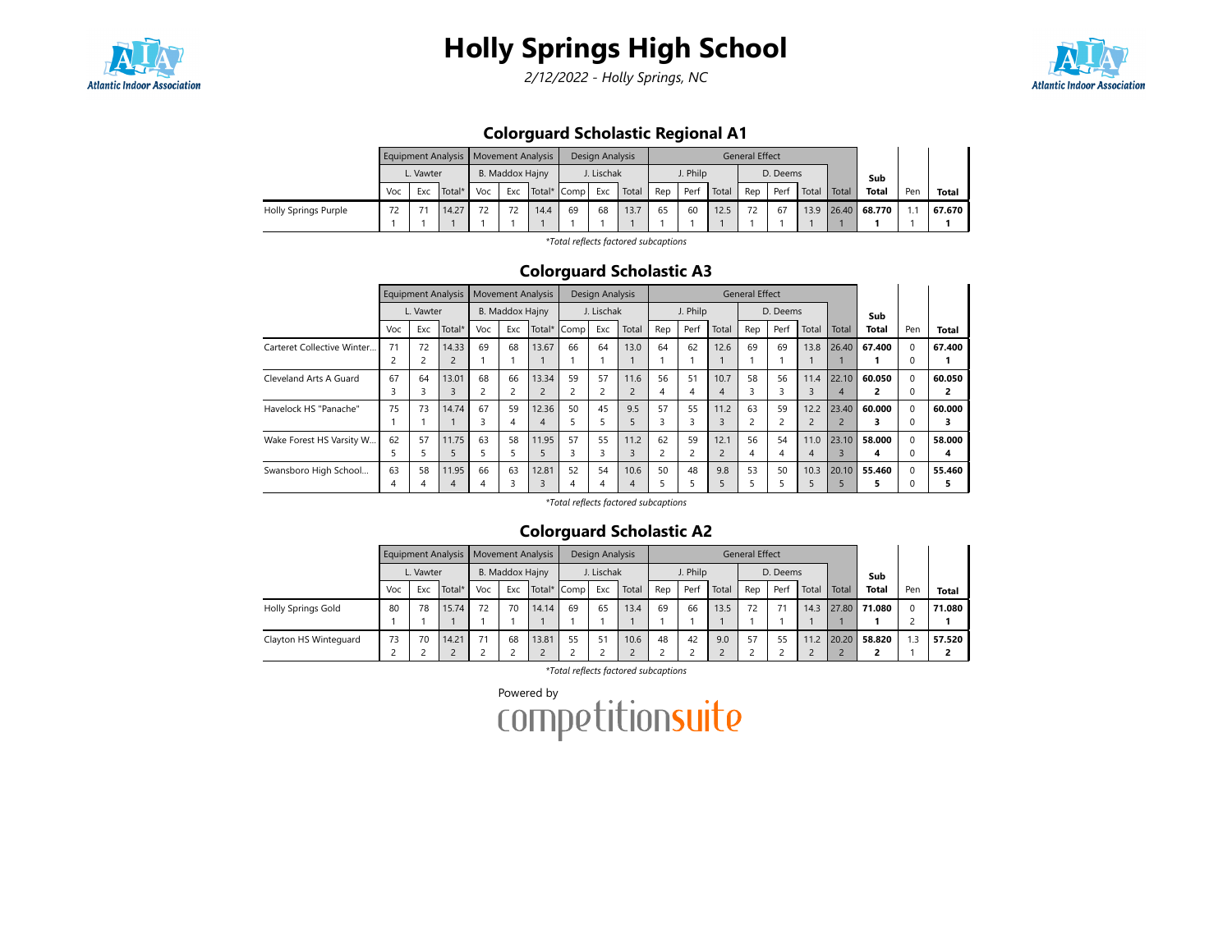# Holly Springs High School

*2/12/2022 - Holly Springs, NC*

## Colorguard Scholastic Regional A1

| | Equipment Analysis | | | Movement Analysis | | | Design Analysis | | | General Effect | | | | | | | Sub | Pen | Total |
|---|---|---|---|---|---|---|---|---|---|---|---|---|---|---|---|---|---|---|---|
| | L. Vawter | | | B. Maddox Hajny | | | J. Lischak | | | J. Philp | | | D. Deems | | | | | | |
| | Voc | Exc | Total* | Voc | Exc | Total* | Comp | Exc | Total | Rep | Perf | Total | Rep | Perf | Total | Total | Total | Pen | Total |
| Holly Springs Purple | 72<br>1 | 71<br>1 | 14.27<br>1 | 72<br>1 | 72<br>1 | 14.4<br>1 | 69<br>1 | 68<br>1 | 13.7<br>1 | 65<br>1 | 60<br>1 | 12.5<br>1 | 72<br>1 | 67<br>1 | 13.9<br>1 | 26.40<br>1 | **68.770**<br>**1** | 1.1<br>1 | **67.670**<br>**1** |

*Total reflects factored subcaptions

## Colorguard Scholastic A3

| | Equipment Analysis | | | Movement Analysis | | | Design Analysis | | | General Effect | | | | | | | Sub | Pen | Total |
|---|---|---|---|---|---|---|---|---|---|---|---|---|---|---|---|---|---|---|---|
| | L. Vawter | | | B. Maddox Hajny | | | J. Lischak | | | J. Philp | | | D. Deems | | | | | | |
| | Voc | Exc | Total* | Voc | Exc | Total* | Comp | Exc | Total | Rep | Perf | Total | Rep | Perf | Total | Total | Total | Pen | Total |
| Carteret Collective Winter... | 71<br>2 | 72<br>2 | 14.33<br>2 | 69<br>1 | 68<br>1 | 13.67<br>1 | 66<br>1 | 64<br>1 | 13.0<br>1 | 64<br>1 | 62<br>1 | 12.6<br>1 | 69<br>1 | 69<br>1 | 13.8<br>1 | 26.40<br>1 | **67.400**<br>**1** | 0<br>0 | **67.400**<br>**1** |
| Cleveland Arts A Guard | 67<br>3 | 64<br>3 | 13.01<br>3 | 68<br>2 | 66<br>2 | 13.34<br>2 | 59<br>2 | 57<br>2 | 11.6<br>2 | 56<br>4 | 51<br>4 | 10.7<br>4 | 58<br>3 | 56<br>3 | 11.4<br>3 | 22.10<br>4 | **60.050**<br>**2** | 0<br>0 | **60.050**<br>**2** |
| Havelock HS "Panache" | 75<br>1 | 73<br>1 | 14.74<br>1 | 67<br>3 | 59<br>4 | 12.36<br>4 | 50<br>5 | 45<br>5 | 9.5<br>5 | 57<br>3 | 55<br>3 | 11.2<br>3 | 63<br>2 | 59<br>2 | 12.2<br>2 | 23.40<br>2 | **60.000**<br>**3** | 0<br>0 | **60.000**<br>**3** |
| Wake Forest HS Varsity W... | 62<br>5 | 57<br>5 | 11.75<br>5 | 63<br>5 | 58<br>5 | 11.95<br>5 | 57<br>3 | 55<br>3 | 11.2<br>3 | 62<br>2 | 59<br>2 | 12.1<br>2 | 56<br>4 | 54<br>4 | 11.0<br>4 | 23.10<br>3 | **58.000**<br>**4** | 0<br>0 | **58.000**<br>**4** |
| Swansboro High School... | 63<br>4 | 58<br>4 | 11.95<br>4 | 66<br>4 | 63<br>3 | 12.81<br>3 | 52<br>4 | 54<br>4 | 10.6<br>4 | 50<br>5 | 48<br>5 | 9.8<br>5 | 53<br>5 | 50<br>5 | 10.3<br>5 | 20.10<br>5 | **55.460**<br>**5** | 0<br>0 | **55.460**<br>**5** |

*Total reflects factored subcaptions

## Colorguard Scholastic A2

| | Equipment Analysis | | | Movement Analysis | | | Design Analysis | | | General Effect | | | | | | | Sub | Pen | Total |
|---|---|---|---|---|---|---|---|---|---|---|---|---|---|---|---|---|---|---|---|
| | L. Vawter | | | B. Maddox Hajny | | | J. Lischak | | | J. Philp | | | D. Deems | | | | | | |
| | Voc | Exc | Total* | Voc | Exc | Total* | Comp | Exc | Total | Rep | Perf | Total | Rep | Perf | Total | Total | Total | Pen | Total |
| Holly Springs Gold | 80<br>1 | 78<br>1 | 15.74<br>1 | 72<br>1 | 70<br>1 | 14.14<br>1 | 69<br>1 | 65<br>1 | 13.4<br>1 | 69<br>1 | 66<br>1 | 13.5<br>1 | 72<br>1 | 71<br>1 | 14.3<br>1 | 27.80<br>1 | **71.080**<br>**1** | 0<br>2 | **71.080**<br>**1** |
| Clayton HS Winteguard | 73<br>2 | 70<br>2 | 14.21<br>2 | 71<br>2 | 68<br>2 | 13.81<br>2 | 55<br>2 | 51<br>2 | 10.6<br>2 | 48<br>2 | 42<br>2 | 9.0<br>2 | 57<br>2 | 55<br>2 | 11.2<br>2 | 20.20<br>2 | **58.820**<br>**2** | 1.3<br>1 | **57.520**<br>**2** |

*Total reflects factored subcaptions

Powered by competitionsuite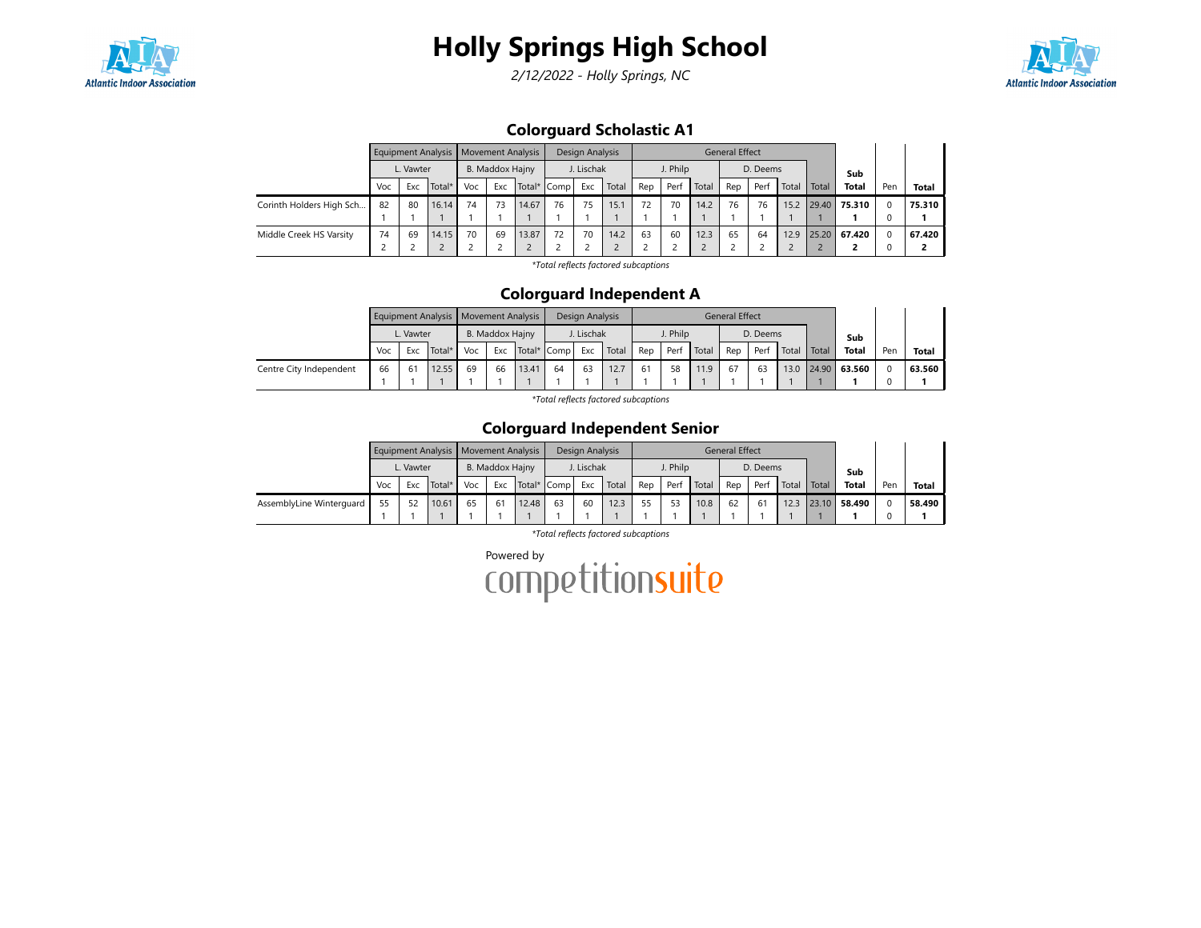# Holly Springs High School

*2/12/2022 - Holly Springs, NC*

## Colorguard Scholastic A1

| | Equipment Analysis | | | Movement Analysis | | | Design Analysis | | | General Effect | | | | | | | Sub | | |
|---|---|---|---|---|---|---|---|---|---|---|---|---|---|---|---|---|---|---|---|
| | L. Vawter | | | B. Maddox Hajny | | | J. Lischak | | | J. Philp | | | D. Deems | | | | | | |
| | Voc | Exc | Total* | Voc | Exc | Total* | Comp | Exc | Total | Rep | Perf | Total | Rep | Perf | Total | Total | Total | Pen | Total |
| Corinth Holders High Sch... | 82<br>1 | 80<br>1 | 16.14<br>1 | 74<br>1 | 73<br>1 | 14.67<br>1 | 76<br>1 | 75<br>1 | 15.1<br>1 | 72<br>1 | 70<br>1 | 14.2<br>1 | 76<br>1 | 76<br>1 | 15.2<br>1 | 29.40<br>1 | **75.310**<br>**1** | 0<br>0 | **75.310**<br>**1** |
| Middle Creek HS Varsity | 74<br>2 | 69<br>2 | 14.15<br>2 | 70<br>2 | 69<br>2 | 13.87<br>2 | 72<br>2 | 70<br>2 | 14.2<br>2 | 63<br>2 | 60<br>2 | 12.3<br>2 | 65<br>2 | 64<br>2 | 12.9<br>2 | 25.20<br>2 | **67.420**<br>**2** | 0<br>0 | **67.420**<br>**2** |

*\*Total reflects factored subcaptions*

## Colorguard Independent A

| | Equipment Analysis | | | Movement Analysis | | | Design Analysis | | | General Effect | | | | | | | Sub | | |
|---|---|---|---|---|---|---|---|---|---|---|---|---|---|---|---|---|---|---|---|
| | L. Vawter | | | B. Maddox Hajny | | | J. Lischak | | | J. Philp | | | D. Deems | | | | | | |
| | Voc | Exc | Total* | Voc | Exc | Total* | Comp | Exc | Total | Rep | Perf | Total | Rep | Perf | Total | Total | Total | Pen | Total |
| Centre City Independent | 66<br>1 | 61<br>1 | 12.55<br>1 | 69<br>1 | 66<br>1 | 13.41<br>1 | 64<br>1 | 63<br>1 | 12.7<br>1 | 61<br>1 | 58<br>1 | 11.9<br>1 | 67<br>1 | 63<br>1 | 13.0<br>1 | 24.90<br>1 | **63.560**<br>**1** | 0<br>0 | **63.560**<br>**1** |

*\*Total reflects factored subcaptions*

## Colorguard Independent Senior

| | Equipment Analysis | | | Movement Analysis | | | Design Analysis | | | General Effect | | | | | | | Sub | | |
|---|---|---|---|---|---|---|---|---|---|---|---|---|---|---|---|---|---|---|---|
| | L. Vawter | | | B. Maddox Hajny | | | J. Lischak | | | J. Philp | | | D. Deems | | | | | | |
| | Voc | Exc | Total* | Voc | Exc | Total* | Comp | Exc | Total | Rep | Perf | Total | Rep | Perf | Total | Total | Total | Pen | Total |
| AssemblyLine Winterguard | 55<br>1 | 52<br>1 | 10.61<br>1 | 65<br>1 | 61<br>1 | 12.48<br>1 | 63<br>1 | 60<br>1 | 12.3<br>1 | 55<br>1 | 53<br>1 | 10.8<br>1 | 62<br>1 | 61<br>1 | 12.3<br>1 | 23.10<br>1 | **58.490**<br>**1** | 0<br>0 | **58.490**<br>**1** |

*\*Total reflects factored subcaptions*

Powered by competitionsuite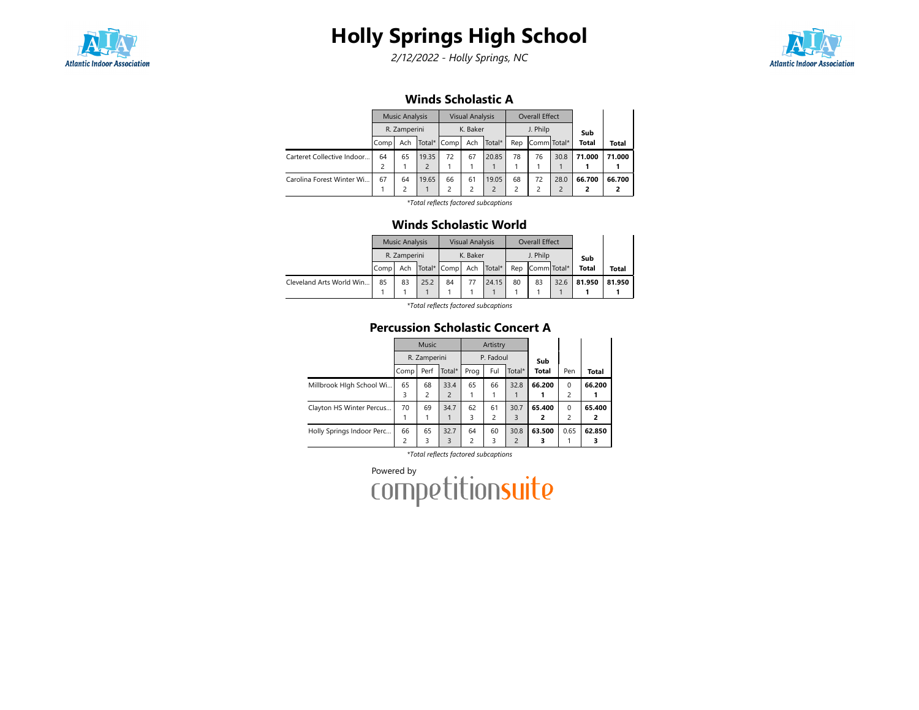# Holly Springs High School

*2/12/2022 - Holly Springs, NC*

## Winds Scholastic A

| | Music Analysis | | | Visual Analysis | | | Overall Effect | | | Sub Total | Total |
|---|---|---|---|---|---|---|---|---|---|---|---|
| | R. Zamperini | | | K. Baker | | | J. Philp | | | | |
| | Comp | Ach | Total* | Comp | Ach | Total* | Rep | Comm | Total* | | |
| Carteret Collective Indoor... | 64<br>2 | 65<br>1 | 19.35<br>2 | 72<br>1 | 67<br>1 | 20.85<br>1 | 78<br>1 | 76<br>1 | 30.8<br>1 | **71.000**<br>**1** | **71.000**<br>**1** |
| Carolina Forest Winter Wi... | 67<br>1 | 64<br>2 | 19.65<br>1 | 66<br>2 | 61<br>2 | 19.05<br>2 | 68<br>2 | 72<br>2 | 28.0<br>2 | **66.700**<br>**2** | **66.700**<br>**2** |

*\*Total reflects factored subcaptions*

## Winds Scholastic World

| | Music Analysis | | | Visual Analysis | | | Overall Effect | | | Sub Total | Total |
|---|---|---|---|---|---|---|---|---|---|---|---|
| | R. Zamperini | | | K. Baker | | | J. Philp | | | | |
| | Comp | Ach | Total* | Comp | Ach | Total* | Rep | Comm | Total* | | |
| Cleveland Arts World Win... | 85<br>1 | 83<br>1 | 25.2<br>1 | 84<br>1 | 77<br>1 | 24.15<br>1 | 80<br>1 | 83<br>1 | 32.6<br>1 | **81.950**<br>**1** | **81.950**<br>**1** |

*\*Total reflects factored subcaptions*

## Percussion Scholastic Concert A

| | Music | | | Artistry | | | Sub Total | Pen | Total |
|---|---|---|---|---|---|---|---|---|---|
| | R. Zamperini | | | P. Fadoul | | | | | |
| | Comp | Perf | Total* | Prog | Ful | Total* | | | |
| Millbrook HIgh School Wi... | 65<br>3 | 68<br>2 | 33.4<br>2 | 65<br>1 | 66<br>1 | 32.8<br>1 | **66.200**<br>**1** | 0<br>2 | **66.200**<br>**1** |
| Clayton HS Winter Percus... | 70<br>1 | 69<br>1 | 34.7<br>1 | 62<br>3 | 61<br>2 | 30.7<br>3 | **65.400**<br>**2** | 0<br>2 | **65.400**<br>**2** |
| Holly Springs Indoor Perc... | 66<br>2 | 65<br>3 | 32.7<br>3 | 64<br>2 | 60<br>3 | 30.8<br>2 | **63.500**<br>**3** | 0.65<br>1 | **62.850**<br>**3** |

*\*Total reflects factored subcaptions*

Powered by competitionsuite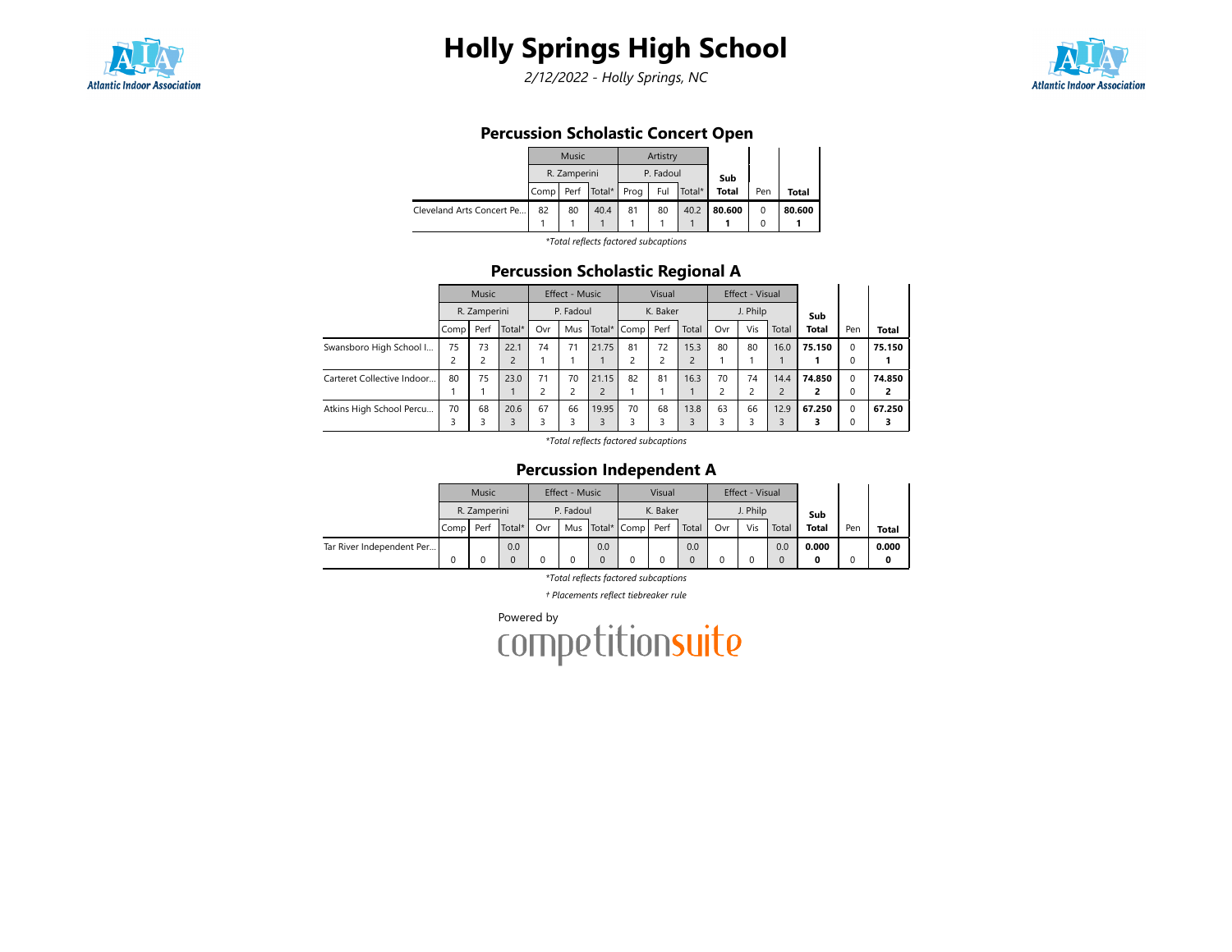# Holly Springs High School

*2/12/2022 - Holly Springs, NC*

### Percussion Scholastic Concert Open

| | Music | | | Artistry | | | Sub | | |
|---|---|---|---|---|---|---|---|---|---|
| | R. Zamperini | | | P. Fadoul | | | | | |
| | Comp | Perf | Total* | Prog | Ful | Total* | Sub Total | Pen | Total |
| Cleveland Arts Concert Pe... | 82<br>1 | 80<br>1 | 40.4<br>1 | 81<br>1 | 80<br>1 | 40.2<br>1 | **80.600**<br>**1** | 0<br>0 | **80.600**<br>**1** |

*\*Total reflects factored subcaptions*

### Percussion Scholastic Regional A

| | Music | | | Effect - Music | | | Visual | | | Effect - Visual | | | Sub | | |
|---|---|---|---|---|---|---|---|---|---|---|---|---|---|---|---|
| | R. Zamperini | | | P. Fadoul | | | K. Baker | | | J. Philp | | | | | |
| | Comp | Perf | Total* | Ovr | Mus | Total* | Comp | Perf | Total | Ovr | Vis | Total | Sub Total | Pen | Total |
| Swansboro High School I... | 75<br>2 | 73<br>2 | 22.1<br>2 | 74<br>1 | 71<br>1 | 21.75<br>1 | 81<br>2 | 72<br>2 | 15.3<br>2 | 80<br>1 | 80<br>1 | 16.0<br>1 | **75.150**<br>**1** | 0<br>0 | **75.150**<br>**1** |
| Carteret Collective Indoor... | 80<br>1 | 75<br>1 | 23.0<br>1 | 71<br>2 | 70<br>2 | 21.15<br>2 | 82<br>1 | 81<br>1 | 16.3<br>1 | 70<br>2 | 74<br>2 | 14.4<br>2 | **74.850**<br>**2** | 0<br>0 | **74.850**<br>**2** |
| Atkins High School Percu... | 70<br>3 | 68<br>3 | 20.6<br>3 | 67<br>3 | 66<br>3 | 19.95<br>3 | 70<br>3 | 68<br>3 | 13.8<br>3 | 63<br>3 | 66<br>3 | 12.9<br>3 | **67.250**<br>**3** | 0<br>0 | **67.250**<br>**3** |

*\*Total reflects factored subcaptions*

### Percussion Independent A

| | Music | | | Effect - Music | | | Visual | | | Effect - Visual | | | Sub | | |
|---|---|---|---|---|---|---|---|---|---|---|---|---|---|---|---|
| | R. Zamperini | | | P. Fadoul | | | K. Baker | | | J. Philp | | | | | |
| | Comp | Perf | Total* | Ovr | Mus | Total* | Comp | Perf | Total | Ovr | Vis | Total | Sub Total | Pen | Total |
| Tar River Independent Per... | 0 | 0 | 0.0<br>0 | 0 | 0 | 0.0<br>0 | 0 | 0 | 0.0<br>0 | 0 | 0 | 0.0<br>0 | **0.000**<br>**0** | 0 | **0.000**<br>**0** |

*\*Total reflects factored subcaptions*

*† Placements reflect tiebreaker rule*

Powered by competitionsuite